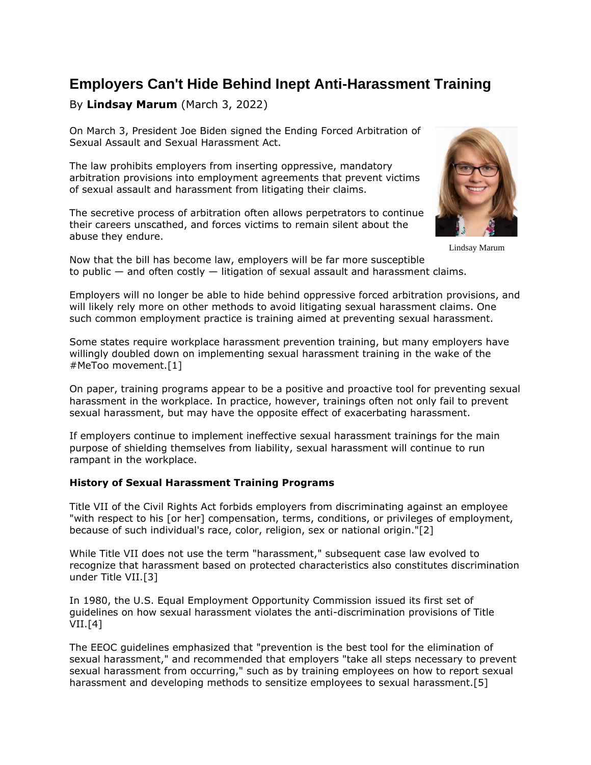# Employers Can't Hide Behind Inept Anti-Harassment Training

By **Lindsay Marum** (March 3, 2022)

On March 3, President Joe Biden signed the Ending Forced Arbitration of Sexual Assault and Sexual Harassment Act.

The law prohibits employers from inserting oppressive, mandatory arbitration provisions into employment agreements that prevent victims of sexual assault and harassment from litigating their claims.

The secretive process of arbitration often allows perpetrators to continue their careers unscathed, and forces victims to remain silent about the abuse they endure.

Lindsay Marum

Now that the bill has become law, employers will be far more susceptible to public — and often costly — litigation of sexual assault and harassment claims.

Employers will no longer be able to hide behind oppressive forced arbitration provisions, and will likely rely more on other methods to avoid litigating sexual harassment claims. One such common employment practice is training aimed at preventing sexual harassment.

Some states require workplace harassment prevention training, but many employers have willingly doubled down on implementing sexual harassment training in the wake of the #MeToo movement.[1]

On paper, training programs appear to be a positive and proactive tool for preventing sexual harassment in the workplace. In practice, however, trainings often not only fail to prevent sexual harassment, but may have the opposite effect of exacerbating harassment.

If employers continue to implement ineffective sexual harassment trainings for the main purpose of shielding themselves from liability, sexual harassment will continue to run rampant in the workplace.

**History of Sexual Harassment Training Programs**

Title VII of the Civil Rights Act forbids employers from discriminating against an employee "with respect to his [or her] compensation, terms, conditions, or privileges of employment, because of such individual's race, color, religion, sex or national origin."[2]

While Title VII does not use the term "harassment," subsequent case law evolved to recognize that harassment based on protected characteristics also constitutes discrimination under Title VII.[3]

In 1980, the U.S. Equal Employment Opportunity Commission issued its first set of guidelines on how sexual harassment violates the anti-discrimination provisions of Title VII.[4]

The EEOC guidelines emphasized that "prevention is the best tool for the elimination of sexual harassment," and recommended that employers "take all steps necessary to prevent sexual harassment from occurring," such as by training employees on how to report sexual harassment and developing methods to sensitize employees to sexual harassment.[5]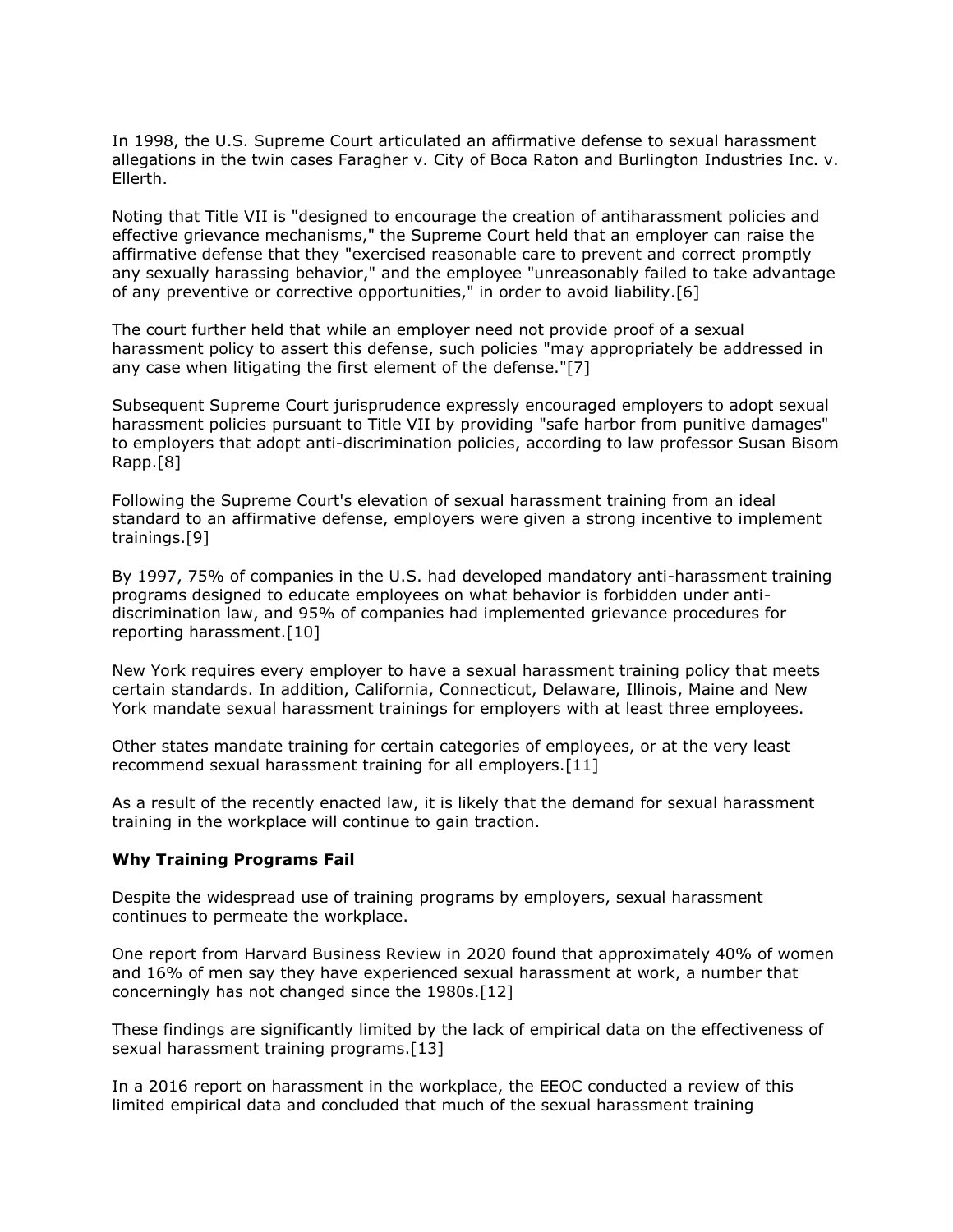In 1998, the U.S. Supreme Court articulated an affirmative defense to sexual harassment allegations in the twin cases Faragher v. City of Boca Raton and Burlington Industries Inc. v. Ellerth.

Noting that Title VII is "designed to encourage the creation of antiharassment policies and effective grievance mechanisms," the Supreme Court held that an employer can raise the affirmative defense that they "exercised reasonable care to prevent and correct promptly any sexually harassing behavior," and the employee "unreasonably failed to take advantage of any preventive or corrective opportunities," in order to avoid liability.[6]

The court further held that while an employer need not provide proof of a sexual harassment policy to assert this defense, such policies "may appropriately be addressed in any case when litigating the first element of the defense."[7]

Subsequent Supreme Court jurisprudence expressly encouraged employers to adopt sexual harassment policies pursuant to Title VII by providing "safe harbor from punitive damages" to employers that adopt anti-discrimination policies, according to law professor Susan Bisom Rapp.[8]

Following the Supreme Court's elevation of sexual harassment training from an ideal standard to an affirmative defense, employers were given a strong incentive to implement trainings.[9]

By 1997, 75% of companies in the U.S. had developed mandatory anti-harassment training programs designed to educate employees on what behavior is forbidden under anti-discrimination law, and 95% of companies had implemented grievance procedures for reporting harassment.[10]

New York requires every employer to have a sexual harassment training policy that meets certain standards. In addition, California, Connecticut, Delaware, Illinois, Maine and New York mandate sexual harassment trainings for employers with at least three employees.

Other states mandate training for certain categories of employees, or at the very least recommend sexual harassment training for all employers.[11]

As a result of the recently enacted law, it is likely that the demand for sexual harassment training in the workplace will continue to gain traction.

**Why Training Programs Fail**

Despite the widespread use of training programs by employers, sexual harassment continues to permeate the workplace.

One report from Harvard Business Review in 2020 found that approximately 40% of women and 16% of men say they have experienced sexual harassment at work, a number that concerningly has not changed since the 1980s.[12]

These findings are significantly limited by the lack of empirical data on the effectiveness of sexual harassment training programs.[13]

In a 2016 report on harassment in the workplace, the EEOC conducted a review of this limited empirical data and concluded that much of the sexual harassment training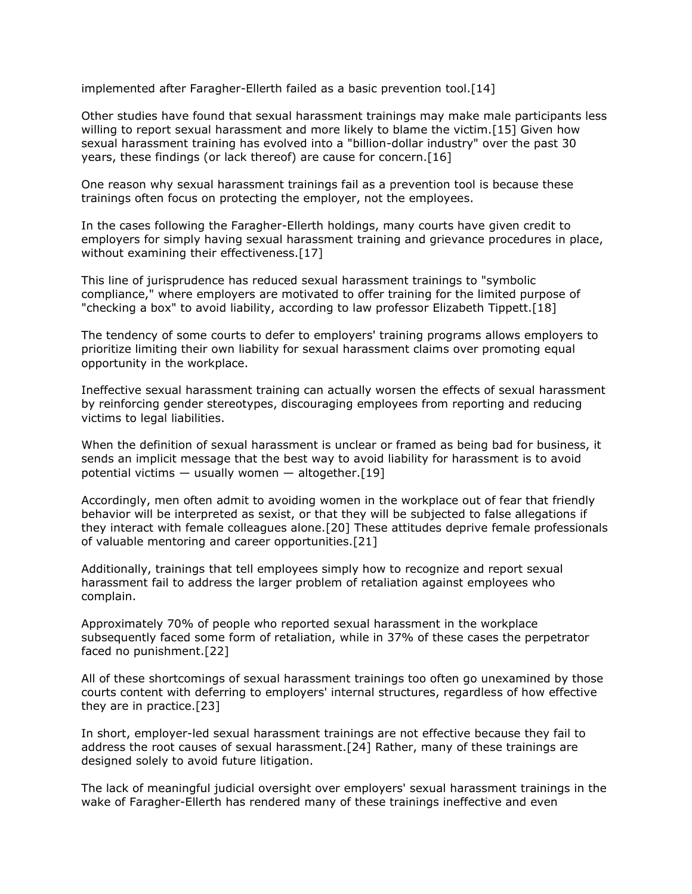implemented after Faragher-Ellerth failed as a basic prevention tool.[14]

Other studies have found that sexual harassment trainings may make male participants less willing to report sexual harassment and more likely to blame the victim.[15] Given how sexual harassment training has evolved into a "billion-dollar industry" over the past 30 years, these findings (or lack thereof) are cause for concern.[16]

One reason why sexual harassment trainings fail as a prevention tool is because these trainings often focus on protecting the employer, not the employees.

In the cases following the Faragher-Ellerth holdings, many courts have given credit to employers for simply having sexual harassment training and grievance procedures in place, without examining their effectiveness.[17]

This line of jurisprudence has reduced sexual harassment trainings to "symbolic compliance," where employers are motivated to offer training for the limited purpose of "checking a box" to avoid liability, according to law professor Elizabeth Tippett.[18]

The tendency of some courts to defer to employers' training programs allows employers to prioritize limiting their own liability for sexual harassment claims over promoting equal opportunity in the workplace.

Ineffective sexual harassment training can actually worsen the effects of sexual harassment by reinforcing gender stereotypes, discouraging employees from reporting and reducing victims to legal liabilities.

When the definition of sexual harassment is unclear or framed as being bad for business, it sends an implicit message that the best way to avoid liability for harassment is to avoid potential victims — usually women — altogether.[19]

Accordingly, men often admit to avoiding women in the workplace out of fear that friendly behavior will be interpreted as sexist, or that they will be subjected to false allegations if they interact with female colleagues alone.[20] These attitudes deprive female professionals of valuable mentoring and career opportunities.[21]

Additionally, trainings that tell employees simply how to recognize and report sexual harassment fail to address the larger problem of retaliation against employees who complain.

Approximately 70% of people who reported sexual harassment in the workplace subsequently faced some form of retaliation, while in 37% of these cases the perpetrator faced no punishment.[22]

All of these shortcomings of sexual harassment trainings too often go unexamined by those courts content with deferring to employers' internal structures, regardless of how effective they are in practice.[23]

In short, employer-led sexual harassment trainings are not effective because they fail to address the root causes of sexual harassment.[24] Rather, many of these trainings are designed solely to avoid future litigation.

The lack of meaningful judicial oversight over employers' sexual harassment trainings in the wake of Faragher-Ellerth has rendered many of these trainings ineffective and even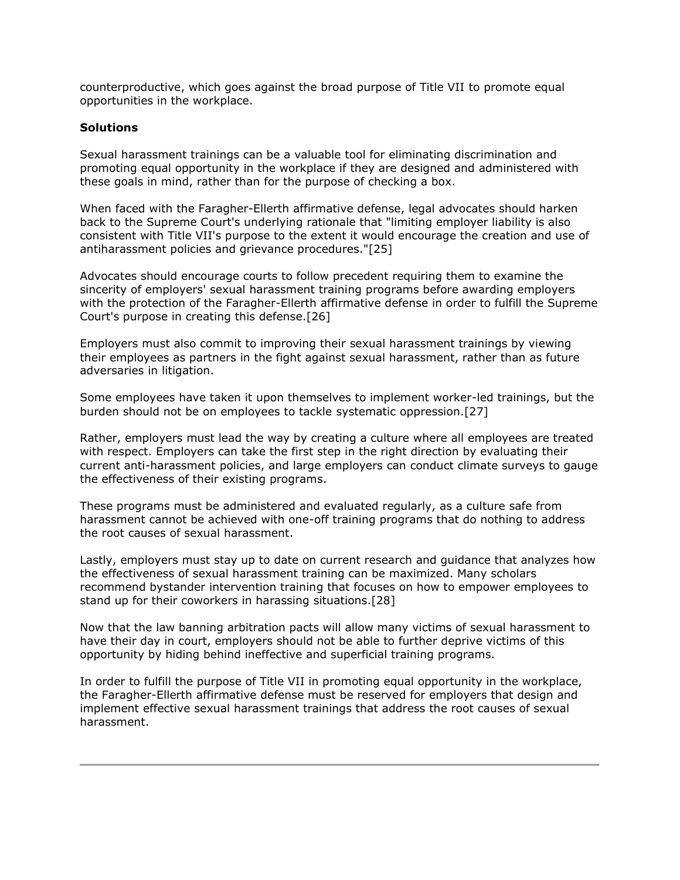counterproductive, which goes against the broad purpose of Title VII to promote equal opportunities in the workplace.

**Solutions**

Sexual harassment trainings can be a valuable tool for eliminating discrimination and promoting equal opportunity in the workplace if they are designed and administered with these goals in mind, rather than for the purpose of checking a box.

When faced with the Faragher-Ellerth affirmative defense, legal advocates should harken back to the Supreme Court's underlying rationale that "limiting employer liability is also consistent with Title VII's purpose to the extent it would encourage the creation and use of antiharassment policies and grievance procedures."[25]

Advocates should encourage courts to follow precedent requiring them to examine the sincerity of employers' sexual harassment training programs before awarding employers with the protection of the Faragher-Ellerth affirmative defense in order to fulfill the Supreme Court's purpose in creating this defense.[26]

Employers must also commit to improving their sexual harassment trainings by viewing their employees as partners in the fight against sexual harassment, rather than as future adversaries in litigation.

Some employees have taken it upon themselves to implement worker-led trainings, but the burden should not be on employees to tackle systematic oppression.[27]

Rather, employers must lead the way by creating a culture where all employees are treated with respect. Employers can take the first step in the right direction by evaluating their current anti-harassment policies, and large employers can conduct climate surveys to gauge the effectiveness of their existing programs.

These programs must be administered and evaluated regularly, as a culture safe from harassment cannot be achieved with one-off training programs that do nothing to address the root causes of sexual harassment.

Lastly, employers must stay up to date on current research and guidance that analyzes how the effectiveness of sexual harassment training can be maximized. Many scholars recommend bystander intervention training that focuses on how to empower employees to stand up for their coworkers in harassing situations.[28]

Now that the law banning arbitration pacts will allow many victims of sexual harassment to have their day in court, employers should not be able to further deprive victims of this opportunity by hiding behind ineffective and superficial training programs.

In order to fulfill the purpose of Title VII in promoting equal opportunity in the workplace, the Faragher-Ellerth affirmative defense must be reserved for employers that design and implement effective sexual harassment trainings that address the root causes of sexual harassment.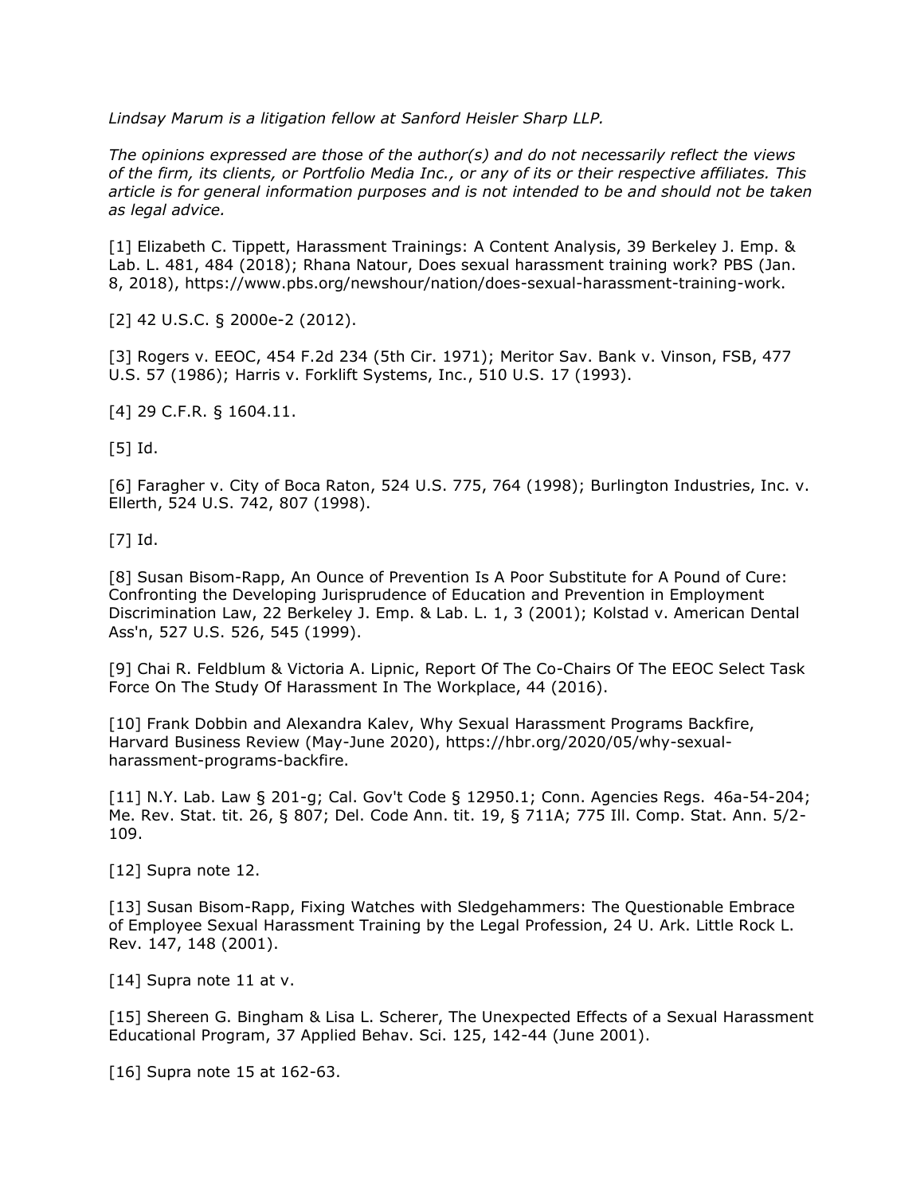*Lindsay Marum is a litigation fellow at Sanford Heisler Sharp LLP.*

*The opinions expressed are those of the author(s) and do not necessarily reflect the views of the firm, its clients, or Portfolio Media Inc., or any of its or their respective affiliates. This article is for general information purposes and is not intended to be and should not be taken as legal advice.*

[1] Elizabeth C. Tippett, Harassment Trainings: A Content Analysis, 39 Berkeley J. Emp. & Lab. L. 481, 484 (2018); Rhana Natour, Does sexual harassment training work? PBS (Jan. 8, 2018), https://www.pbs.org/newshour/nation/does-sexual-harassment-training-work.

[2] 42 U.S.C. § 2000e-2 (2012).

[3] Rogers v. EEOC, 454 F.2d 234 (5th Cir. 1971); Meritor Sav. Bank v. Vinson, FSB, 477 U.S. 57 (1986); Harris v. Forklift Systems, Inc., 510 U.S. 17 (1993).

[4] 29 C.F.R. § 1604.11.

[5] Id.

[6] Faragher v. City of Boca Raton, 524 U.S. 775, 764 (1998); Burlington Industries, Inc. v. Ellerth, 524 U.S. 742, 807 (1998).

[7] Id.

[8] Susan Bisom-Rapp, An Ounce of Prevention Is A Poor Substitute for A Pound of Cure: Confronting the Developing Jurisprudence of Education and Prevention in Employment Discrimination Law, 22 Berkeley J. Emp. & Lab. L. 1, 3 (2001); Kolstad v. American Dental Ass'n, 527 U.S. 526, 545 (1999).

[9] Chai R. Feldblum & Victoria A. Lipnic, Report Of The Co-Chairs Of The EEOC Select Task Force On The Study Of Harassment In The Workplace, 44 (2016).

[10] Frank Dobbin and Alexandra Kalev, Why Sexual Harassment Programs Backfire, Harvard Business Review (May-June 2020), https://hbr.org/2020/05/why-sexual-harassment-programs-backfire.

[11] N.Y. Lab. Law § 201-g; Cal. Gov't Code § 12950.1; Conn. Agencies Regs. 46a-54-204; Me. Rev. Stat. tit. 26, § 807; Del. Code Ann. tit. 19, § 711A; 775 Ill. Comp. Stat. Ann. 5/2-109.

[12] Supra note 12.

[13] Susan Bisom-Rapp, Fixing Watches with Sledgehammers: The Questionable Embrace of Employee Sexual Harassment Training by the Legal Profession, 24 U. Ark. Little Rock L. Rev. 147, 148 (2001).

[14] Supra note 11 at v.

[15] Shereen G. Bingham & Lisa L. Scherer, The Unexpected Effects of a Sexual Harassment Educational Program, 37 Applied Behav. Sci. 125, 142-44 (June 2001).

[16] Supra note 15 at 162-63.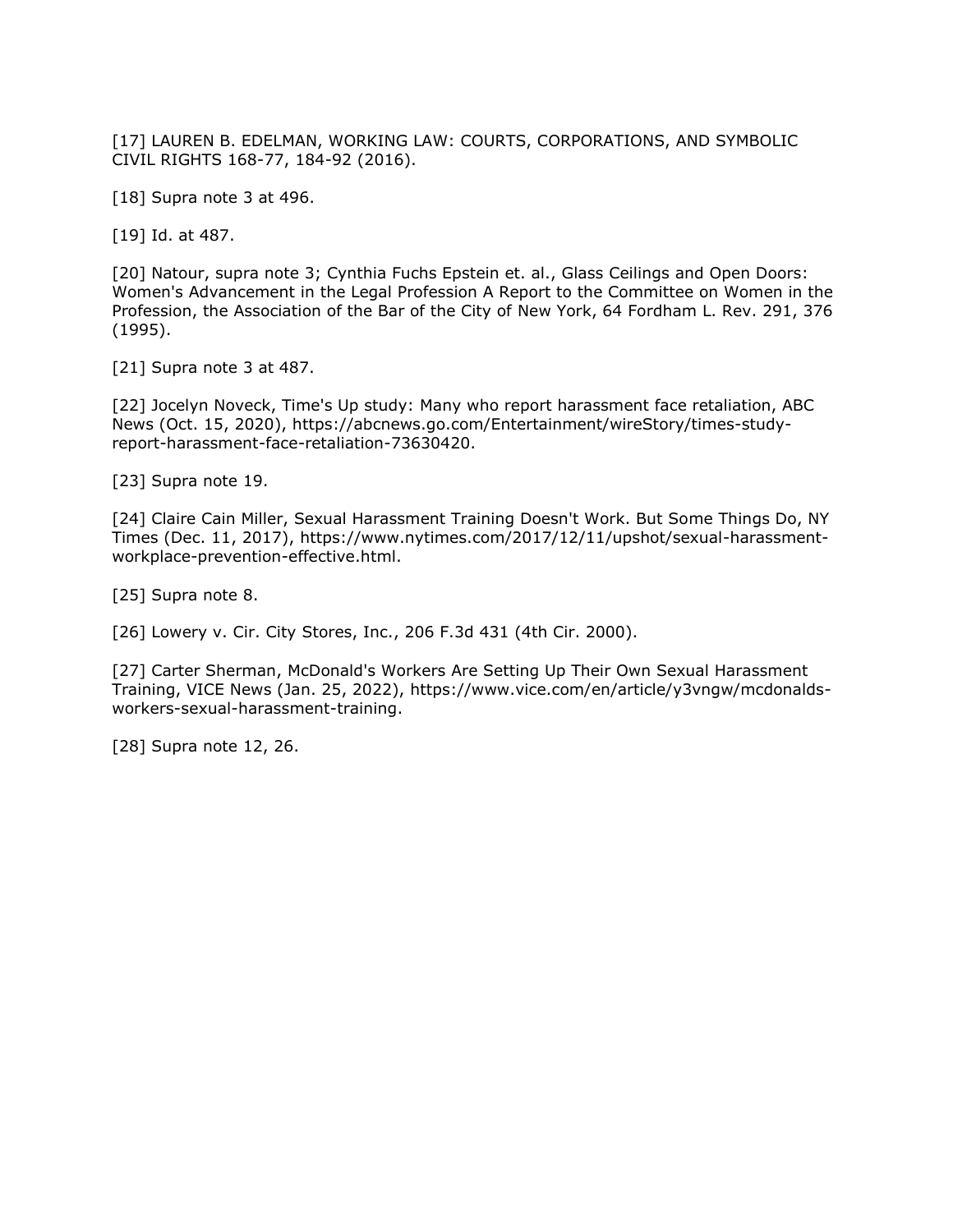[17] LAUREN B. EDELMAN, WORKING LAW: COURTS, CORPORATIONS, AND SYMBOLIC CIVIL RIGHTS 168-77, 184-92 (2016).

[18] Supra note 3 at 496.

[19] Id. at 487.

[20] Natour, supra note 3; Cynthia Fuchs Epstein et. al., Glass Ceilings and Open Doors: Women's Advancement in the Legal Profession A Report to the Committee on Women in the Profession, the Association of the Bar of the City of New York, 64 Fordham L. Rev. 291, 376 (1995).

[21] Supra note 3 at 487.

[22] Jocelyn Noveck, Time's Up study: Many who report harassment face retaliation, ABC News (Oct. 15, 2020), https://abcnews.go.com/Entertainment/wireStory/times-study-report-harassment-face-retaliation-73630420.

[23] Supra note 19.

[24] Claire Cain Miller, Sexual Harassment Training Doesn't Work. But Some Things Do, NY Times (Dec. 11, 2017), https://www.nytimes.com/2017/12/11/upshot/sexual-harassment-workplace-prevention-effective.html.

[25] Supra note 8.

[26] Lowery v. Cir. City Stores, Inc., 206 F.3d 431 (4th Cir. 2000).

[27] Carter Sherman, McDonald's Workers Are Setting Up Their Own Sexual Harassment Training, VICE News (Jan. 25, 2022), https://www.vice.com/en/article/y3vngw/mcdonalds-workers-sexual-harassment-training.

[28] Supra note 12, 26.